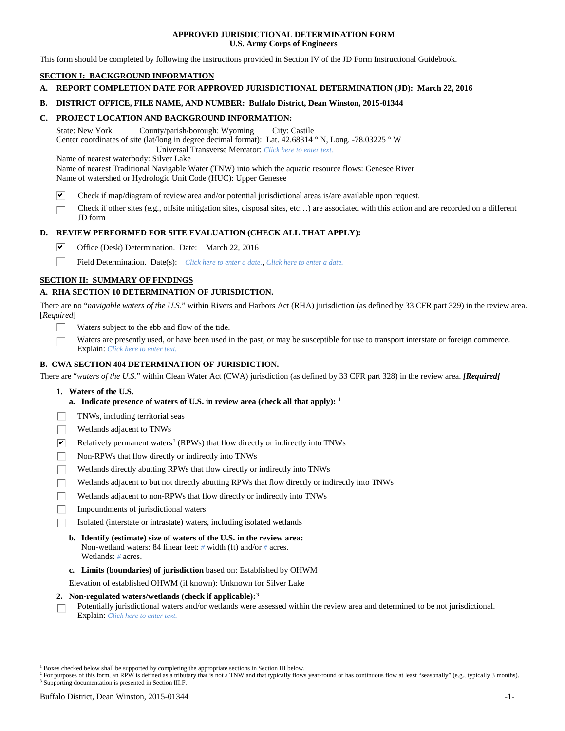**APPROVED JURISDICTIONAL DETERMINATION FORM**
**U.S. Army Corps of Engineers**

This form should be completed by following the instructions provided in Section IV of the JD Form Instructional Guidebook.

## SECTION I: BACKGROUND INFORMATION

**A. REPORT COMPLETION DATE FOR APPROVED JURISDICTIONAL DETERMINATION (JD): March 22, 2016**

**B. DISTRICT OFFICE, FILE NAME, AND NUMBER: Buffalo District, Dean Winston, 2015-01344**

**C. PROJECT LOCATION AND BACKGROUND INFORMATION:**

State: New York County/parish/borough: Wyoming City: Castile
Center coordinates of site (lat/long in degree decimal format): Lat. 42.68314 ° N, Long. -78.03225 ° W
Universal Transverse Mercator: *Click here to enter text.*
Name of nearest waterbody: Silver Lake
Name of nearest Traditional Navigable Water (TNW) into which the aquatic resource flows: Genesee River
Name of watershed or Hydrologic Unit Code (HUC): Upper Genesee

- ☑ Check if map/diagram of review area and/or potential jurisdictional areas is/are available upon request.
- ☐ Check if other sites (e.g., offsite mitigation sites, disposal sites, etc…) are associated with this action and are recorded on a different JD form

**D. REVIEW PERFORMED FOR SITE EVALUATION (CHECK ALL THAT APPLY):**

- ☑ Office (Desk) Determination. Date: March 22, 2016
- ☐ Field Determination. Date(s): *Click here to enter a date.*, *Click here to enter a date.*

## SECTION II: SUMMARY OF FINDINGS

**A. RHA SECTION 10 DETERMINATION OF JURISDICTION.**

There are no "*navigable waters of the U.S.*" within Rivers and Harbors Act (RHA) jurisdiction (as defined by 33 CFR part 329) in the review area. [*Required*]

- ☐ Waters subject to the ebb and flow of the tide.
- ☐ Waters are presently used, or have been used in the past, or may be susceptible for use to transport interstate or foreign commerce. Explain: *Click here to enter text.*

**B. CWA SECTION 404 DETERMINATION OF JURISDICTION.**

There are "*waters of the U.S.*" within Clean Water Act (CWA) jurisdiction (as defined by 33 CFR part 328) in the review area. ***[Required]***

**1. Waters of the U.S.**

**a. Indicate presence of waters of U.S. in review area (check all that apply):** [1]

- ☐ TNWs, including territorial seas
- ☐ Wetlands adjacent to TNWs
- ☑ Relatively permanent waters[2] (RPWs) that flow directly or indirectly into TNWs
- ☐ Non-RPWs that flow directly or indirectly into TNWs
- ☐ Wetlands directly abutting RPWs that flow directly or indirectly into TNWs
- ☐ Wetlands adjacent to but not directly abutting RPWs that flow directly or indirectly into TNWs
- ☐ Wetlands adjacent to non-RPWs that flow directly or indirectly into TNWs
- ☐ Impoundments of jurisdictional waters
- ☐ Isolated (interstate or intrastate) waters, including isolated wetlands

**b. Identify (estimate) size of waters of the U.S. in the review area:**
Non-wetland waters: 84 linear feet: # width (ft) and/or # acres.
Wetlands: # acres.

**c. Limits (boundaries) of jurisdiction** based on: Established by OHWM

Elevation of established OHWM (if known): Unknown for Silver Lake

**2. Non-regulated waters/wetlands (check if applicable):**[3]

- ☐ Potentially jurisdictional waters and/or wetlands were assessed within the review area and determined to be not jurisdictional. Explain: *Click here to enter text.*

---

[1] Boxes checked below shall be supported by completing the appropriate sections in Section III below.
[2] For purposes of this form, an RPW is defined as a tributary that is not a TNW and that typically flows year-round or has continuous flow at least "seasonally" (e.g., typically 3 months).
[3] Supporting documentation is presented in Section III.F.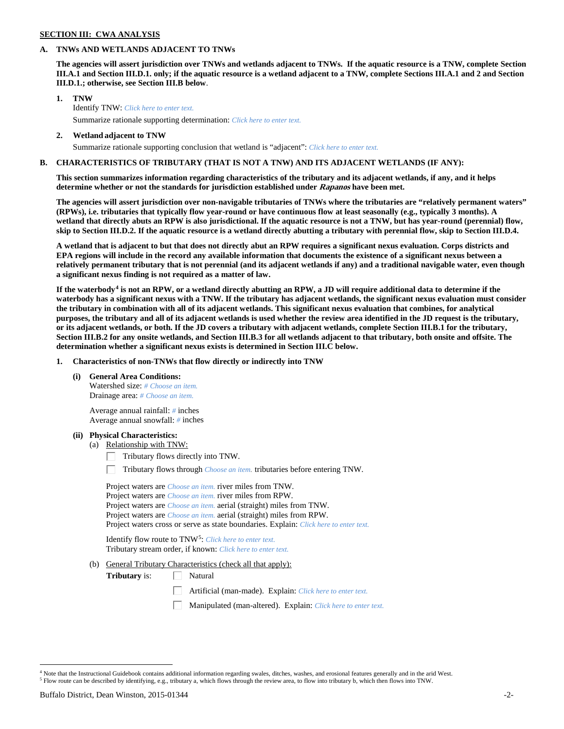**SECTION III: CWA ANALYSIS**

**A. TNWs AND WETLANDS ADJACENT TO TNWs**

**The agencies will assert jurisdiction over TNWs and wetlands adjacent to TNWs. If the aquatic resource is a TNW, complete Section III.A.1 and Section III.D.1. only; if the aquatic resource is a wetland adjacent to a TNW, complete Sections III.A.1 and 2 and Section III.D.1.; otherwise, see Section III.B below**.

**1. TNW**

Identify TNW: *Click here to enter text.*

Summarize rationale supporting determination: *Click here to enter text.*

**2. Wetland adjacent to TNW**

Summarize rationale supporting conclusion that wetland is "adjacent": *Click here to enter text.*

**B. CHARACTERISTICS OF TRIBUTARY (THAT IS NOT A TNW) AND ITS ADJACENT WETLANDS (IF ANY):**

**This section summarizes information regarding characteristics of the tributary and its adjacent wetlands, if any, and it helps determine whether or not the standards for jurisdiction established under *Rapanos* have been met.**

**The agencies will assert jurisdiction over non-navigable tributaries of TNWs where the tributaries are "relatively permanent waters" (RPWs), i.e. tributaries that typically flow year-round or have continuous flow at least seasonally (e.g., typically 3 months). A wetland that directly abuts an RPW is also jurisdictional. If the aquatic resource is not a TNW, but has year-round (perennial) flow, skip to Section III.D.2. If the aquatic resource is a wetland directly abutting a tributary with perennial flow, skip to Section III.D.4.**

**A wetland that is adjacent to but that does not directly abut an RPW requires a significant nexus evaluation. Corps districts and EPA regions will include in the record any available information that documents the existence of a significant nexus between a relatively permanent tributary that is not perennial (and its adjacent wetlands if any) and a traditional navigable water, even though a significant nexus finding is not required as a matter of law.**

**If the waterbody[4] is not an RPW, or a wetland directly abutting an RPW, a JD will require additional data to determine if the waterbody has a significant nexus with a TNW. If the tributary has adjacent wetlands, the significant nexus evaluation must consider the tributary in combination with all of its adjacent wetlands. This significant nexus evaluation that combines, for analytical purposes, the tributary and all of its adjacent wetlands is used whether the review area identified in the JD request is the tributary, or its adjacent wetlands, or both. If the JD covers a tributary with adjacent wetlands, complete Section III.B.1 for the tributary, Section III.B.2 for any onsite wetlands, and Section III.B.3 for all wetlands adjacent to that tributary, both onsite and offsite. The determination whether a significant nexus exists is determined in Section III.C below.**

**1. Characteristics of non-TNWs that flow directly or indirectly into TNW**

**(i) General Area Conditions:**

Watershed size: *# Choose an item.*
Drainage area: *# Choose an item.*

Average annual rainfall: *#* inches
Average annual snowfall: *#* inches

**(ii) Physical Characteristics:**

(a) Relationship with TNW:

☐ Tributary flows directly into TNW.

☐ Tributary flows through *Choose an item.* tributaries before entering TNW.

Project waters are *Choose an item.* river miles from TNW.
Project waters are *Choose an item.* river miles from RPW.
Project waters are *Choose an item.* aerial (straight) miles from TNW.
Project waters are *Choose an item.* aerial (straight) miles from RPW.
Project waters cross or serve as state boundaries. Explain: *Click here to enter text.*

Identify flow route to TNW[5]: *Click here to enter text.*
Tributary stream order, if known: *Click here to enter text.*

(b) General Tributary Characteristics (check all that apply):

**Tributary** is:
☐ Natural
☐ Artificial (man-made). Explain: *Click here to enter text.*
☐ Manipulated (man-altered). Explain: *Click here to enter text.*

---

[4] Note that the Instructional Guidebook contains additional information regarding swales, ditches, washes, and erosional features generally and in the arid West.

[5] Flow route can be described by identifying, e.g., tributary a, which flows through the review area, to flow into tributary b, which then flows into TNW.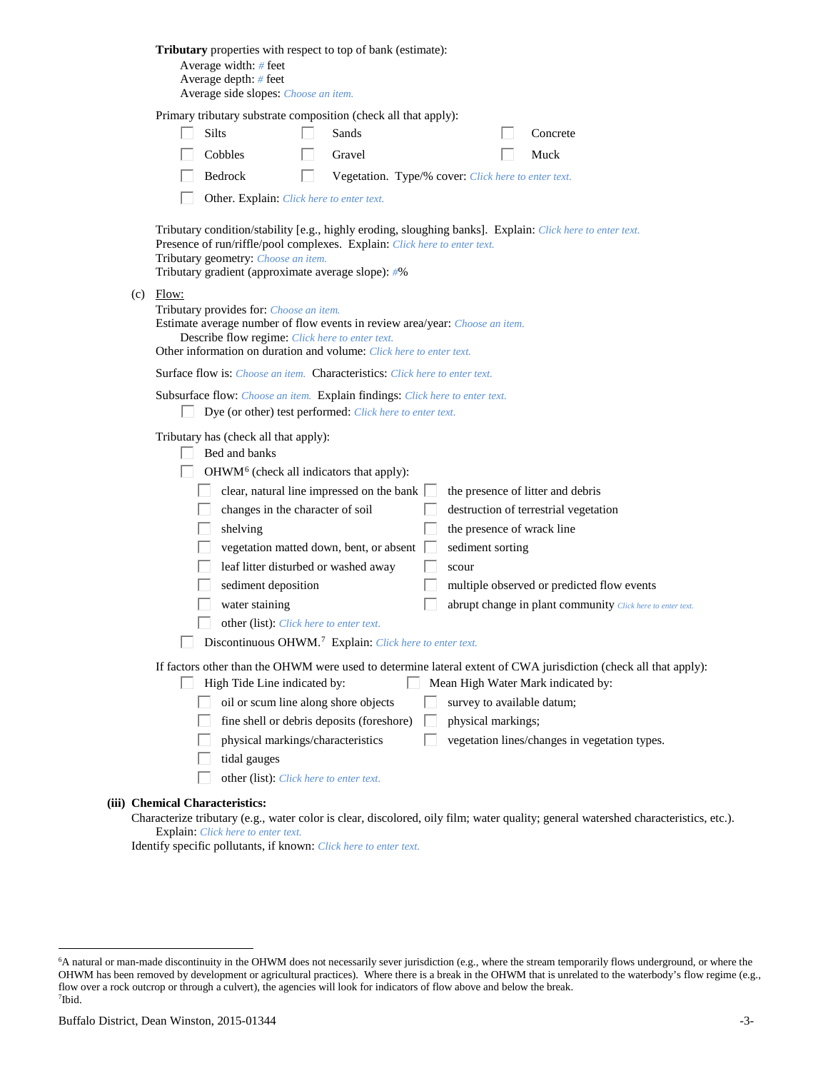**Tributary** properties with respect to top of bank (estimate):

Average width: # feet
Average depth: # feet
Average side slopes: Choose an item.

Primary tributary substrate composition (check all that apply):

- ☐ Silts
- ☐ Sands
- ☐ Concrete
- ☐ Cobbles
- ☐ Gravel
- ☐ Muck
- ☐ Bedrock
- ☐ Vegetation. Type/% cover: Click here to enter text.
- ☐ Other. Explain: Click here to enter text.

Tributary condition/stability [e.g., highly eroding, sloughing banks]. Explain: Click here to enter text.
Presence of run/riffle/pool complexes. Explain: Click here to enter text.
Tributary geometry: Choose an item.
Tributary gradient (approximate average slope): #%

(c) Flow:

Tributary provides for: Choose an item.
Estimate average number of flow events in review area/year: Choose an item.
Describe flow regime: Click here to enter text.
Other information on duration and volume: Click here to enter text.

Surface flow is: Choose an item. Characteristics: Click here to enter text.

Subsurface flow: Choose an item. Explain findings: Click here to enter text.

- ☐ Dye (or other) test performed: Click here to enter text.

Tributary has (check all that apply):

- ☐ Bed and banks
- ☐ OHWM[6] (check all indicators that apply):
  - ☐ clear, natural line impressed on the bank
  - ☐ the presence of litter and debris
  - ☐ changes in the character of soil
  - ☐ destruction of terrestrial vegetation
  - ☐ shelving
  - ☐ the presence of wrack line
  - ☐ vegetation matted down, bent, or absent
  - ☐ sediment sorting
  - ☐ leaf litter disturbed or washed away
  - ☐ scour
  - ☐ sediment deposition
  - ☐ multiple observed or predicted flow events
  - ☐ water staining
  - ☐ abrupt change in plant community Click here to enter text.
  - ☐ other (list): Click here to enter text.
- ☐ Discontinuous OHWM.[7] Explain: Click here to enter text.

If factors other than the OHWM were used to determine lateral extent of CWA jurisdiction (check all that apply):

- ☐ High Tide Line indicated by:
  - ☐ oil or scum line along shore objects
  - ☐ fine shell or debris deposits (foreshore)
  - ☐ physical markings/characteristics
  - ☐ tidal gauges
  - ☐ other (list): Click here to enter text.
- ☐ Mean High Water Mark indicated by:
  - ☐ survey to available datum;
  - ☐ physical markings;
  - ☐ vegetation lines/changes in vegetation types.

**(iii) Chemical Characteristics:**

Characterize tributary (e.g., water color is clear, discolored, oily film; water quality; general watershed characteristics, etc.).
Explain: Click here to enter text.
Identify specific pollutants, if known: Click here to enter text.

---

[6]A natural or man-made discontinuity in the OHWM does not necessarily sever jurisdiction (e.g., where the stream temporarily flows underground, or where the OHWM has been removed by development or agricultural practices). Where there is a break in the OHWM that is unrelated to the waterbody's flow regime (e.g., flow over a rock outcrop or through a culvert), the agencies will look for indicators of flow above and below the break.
[7]Ibid.

Buffalo District, Dean Winston, 2015-01344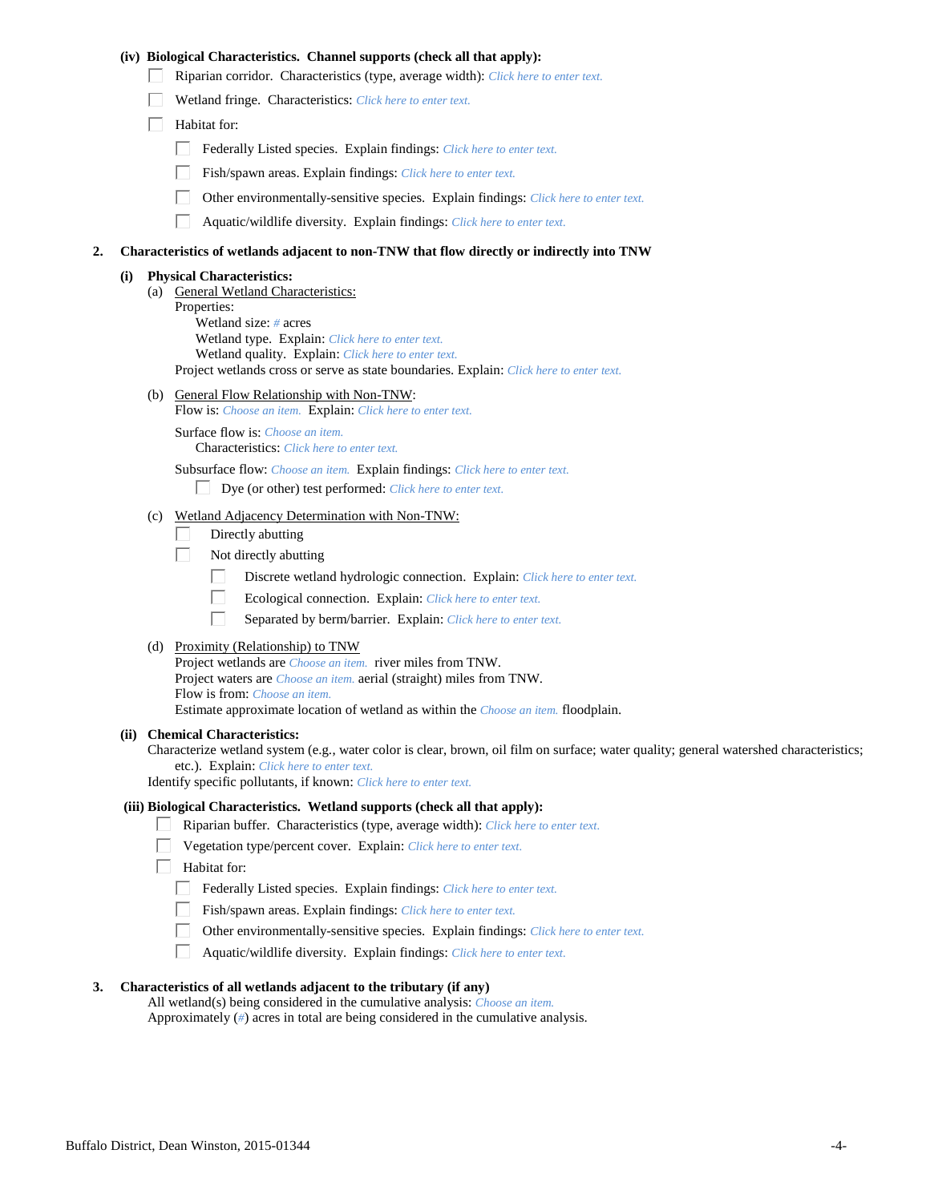**(iv) Biological Characteristics. Channel supports (check all that apply):**

- ☐ Riparian corridor. Characteristics (type, average width): *Click here to enter text.*
- ☐ Wetland fringe. Characteristics: *Click here to enter text.*
- ☐ Habitat for:
  - ☐ Federally Listed species. Explain findings: *Click here to enter text.*
  - ☐ Fish/spawn areas. Explain findings: *Click here to enter text.*
  - ☐ Other environmentally-sensitive species. Explain findings: *Click here to enter text.*
  - ☐ Aquatic/wildlife diversity. Explain findings: *Click here to enter text.*

**2. Characteristics of wetlands adjacent to non-TNW that flow directly or indirectly into TNW**

**(i) Physical Characteristics:**

(a) General Wetland Characteristics:

Properties:

Wetland size: *#* acres
Wetland type. Explain: *Click here to enter text.*
Wetland quality. Explain: *Click here to enter text.*

Project wetlands cross or serve as state boundaries. Explain: *Click here to enter text.*

(b) General Flow Relationship with Non-TNW:

Flow is: *Choose an item.* Explain: *Click here to enter text.*

Surface flow is: *Choose an item.*
Characteristics: *Click here to enter text.*

Subsurface flow: *Choose an item.* Explain findings: *Click here to enter text.*
☐ Dye (or other) test performed: *Click here to enter text.*

(c) Wetland Adjacency Determination with Non-TNW:

- ☐ Directly abutting
- ☐ Not directly abutting
  - ☐ Discrete wetland hydrologic connection. Explain: *Click here to enter text.*
  - ☐ Ecological connection. Explain: *Click here to enter text.*
  - ☐ Separated by berm/barrier. Explain: *Click here to enter text.*

(d) Proximity (Relationship) to TNW

Project wetlands are *Choose an item.* river miles from TNW.
Project waters are *Choose an item.* aerial (straight) miles from TNW.
Flow is from: *Choose an item.*
Estimate approximate location of wetland as within the *Choose an item.* floodplain.

**(ii) Chemical Characteristics:**

Characterize wetland system (e.g., water color is clear, brown, oil film on surface; water quality; general watershed characteristics; etc.). Explain: *Click here to enter text.*
Identify specific pollutants, if known: *Click here to enter text.*

**(iii) Biological Characteristics. Wetland supports (check all that apply):**

- ☐ Riparian buffer. Characteristics (type, average width): *Click here to enter text.*
- ☐ Vegetation type/percent cover. Explain: *Click here to enter text.*
- ☐ Habitat for:
  - ☐ Federally Listed species. Explain findings: *Click here to enter text.*
  - ☐ Fish/spawn areas. Explain findings: *Click here to enter text.*
  - ☐ Other environmentally-sensitive species. Explain findings: *Click here to enter text.*
  - ☐ Aquatic/wildlife diversity. Explain findings: *Click here to enter text.*

**3. Characteristics of all wetlands adjacent to the tributary (if any)**

All wetland(s) being considered in the cumulative analysis: *Choose an item.*
Approximately (*#*) acres in total are being considered in the cumulative analysis.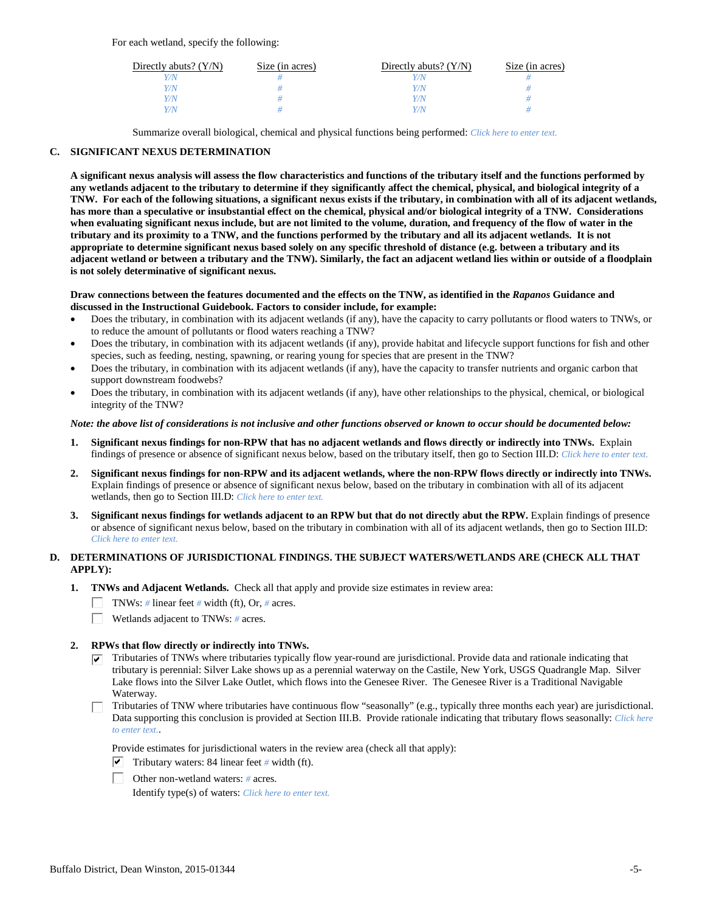For each wetland, specify the following:

| Directly abuts? (Y/N) | Size (in acres) | Directly abuts? (Y/N) | Size (in acres) |
| --- | --- | --- | --- |
| Y/N | # | Y/N | # |
| Y/N | # | Y/N | # |
| Y/N | # | Y/N | # |
| Y/N | # | Y/N | # |

Summarize overall biological, chemical and physical functions being performed: Click here to enter text.

## C. SIGNIFICANT NEXUS DETERMINATION

**A significant nexus analysis will assess the flow characteristics and functions of the tributary itself and the functions performed by any wetlands adjacent to the tributary to determine if they significantly affect the chemical, physical, and biological integrity of a TNW. For each of the following situations, a significant nexus exists if the tributary, in combination with all of its adjacent wetlands, has more than a speculative or insubstantial effect on the chemical, physical and/or biological integrity of a TNW. Considerations when evaluating significant nexus include, but are not limited to the volume, duration, and frequency of the flow of water in the tributary and its proximity to a TNW, and the functions performed by the tributary and all its adjacent wetlands. It is not appropriate to determine significant nexus based solely on any specific threshold of distance (e.g. between a tributary and its adjacent wetland or between a tributary and the TNW). Similarly, the fact an adjacent wetland lies within or outside of a floodplain is not solely determinative of significant nexus.**

**Draw connections between the features documented and the effects on the TNW, as identified in the *Rapanos* Guidance and discussed in the Instructional Guidebook. Factors to consider include, for example:**

- Does the tributary, in combination with its adjacent wetlands (if any), have the capacity to carry pollutants or flood waters to TNWs, or to reduce the amount of pollutants or flood waters reaching a TNW?
- Does the tributary, in combination with its adjacent wetlands (if any), provide habitat and lifecycle support functions for fish and other species, such as feeding, nesting, spawning, or rearing young for species that are present in the TNW?
- Does the tributary, in combination with its adjacent wetlands (if any), have the capacity to transfer nutrients and organic carbon that support downstream foodwebs?
- Does the tributary, in combination with its adjacent wetlands (if any), have other relationships to the physical, chemical, or biological integrity of the TNW?

***Note: the above list of considerations is not inclusive and other functions observed or known to occur should be documented below:***

1. **Significant nexus findings for non-RPW that has no adjacent wetlands and flows directly or indirectly into TNWs.** Explain findings of presence or absence of significant nexus below, based on the tributary itself, then go to Section III.D: Click here to enter text.

2. **Significant nexus findings for non-RPW and its adjacent wetlands, where the non-RPW flows directly or indirectly into TNWs.** Explain findings of presence or absence of significant nexus below, based on the tributary in combination with all of its adjacent wetlands, then go to Section III.D: Click here to enter text.

3. **Significant nexus findings for wetlands adjacent to an RPW but that do not directly abut the RPW.** Explain findings of presence or absence of significant nexus below, based on the tributary in combination with all of its adjacent wetlands, then go to Section III.D: Click here to enter text.

## D. DETERMINATIONS OF JURISDICTIONAL FINDINGS. THE SUBJECT WATERS/WETLANDS ARE (CHECK ALL THAT APPLY):

1. **TNWs and Adjacent Wetlands.** Check all that apply and provide size estimates in review area:
   - ☐ TNWs: # linear feet # width (ft), Or, # acres.
   - ☐ Wetlands adjacent to TNWs: # acres.

2. **RPWs that flow directly or indirectly into TNWs.**
   - ☑ Tributaries of TNWs where tributaries typically flow year-round are jurisdictional. Provide data and rationale indicating that tributary is perennial: Silver Lake shows up as a perennial waterway on the Castile, New York, USGS Quadrangle Map. Silver Lake flows into the Silver Lake Outlet, which flows into the Genesee River. The Genesee River is a Traditional Navigable Waterway.
   - ☐ Tributaries of TNW where tributaries have continuous flow "seasonally" (e.g., typically three months each year) are jurisdictional. Data supporting this conclusion is provided at Section III.B. Provide rationale indicating that tributary flows seasonally: Click here to enter text..

   Provide estimates for jurisdictional waters in the review area (check all that apply):
   - ☑ Tributary waters: 84 linear feet # width (ft).
   - ☐ Other non-wetland waters: # acres.
     Identify type(s) of waters: Click here to enter text.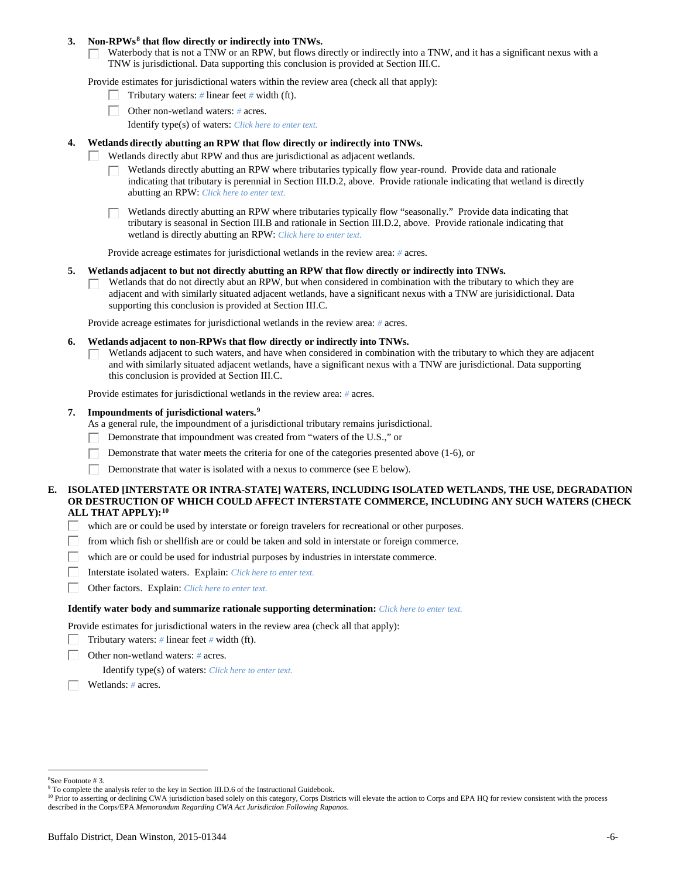3. **Non-RPWs[8] that flow directly or indirectly into TNWs.**

   ☐ Waterbody that is not a TNW or an RPW, but flows directly or indirectly into a TNW, and it has a significant nexus with a TNW is jurisdictional. Data supporting this conclusion is provided at Section III.C.

   Provide estimates for jurisdictional waters within the review area (check all that apply):

   ☐ Tributary waters: # linear feet # width (ft).

   ☐ Other non-wetland waters: # acres.

   Identify type(s) of waters: *Click here to enter text.*

4. **Wetlands directly abutting an RPW that flow directly or indirectly into TNWs.**

   ☐ Wetlands directly abut RPW and thus are jurisdictional as adjacent wetlands.

   ☐ Wetlands directly abutting an RPW where tributaries typically flow year-round. Provide data and rationale indicating that tributary is perennial in Section III.D.2, above. Provide rationale indicating that wetland is directly abutting an RPW: *Click here to enter text.*

   ☐ Wetlands directly abutting an RPW where tributaries typically flow "seasonally." Provide data indicating that tributary is seasonal in Section III.B and rationale in Section III.D.2, above. Provide rationale indicating that wetland is directly abutting an RPW: *Click here to enter text.*

   Provide acreage estimates for jurisdictional wetlands in the review area: # acres.

5. **Wetlands adjacent to but not directly abutting an RPW that flow directly or indirectly into TNWs.**

   ☐ Wetlands that do not directly abut an RPW, but when considered in combination with the tributary to which they are adjacent and with similarly situated adjacent wetlands, have a significant nexus with a TNW are jurisidictional. Data supporting this conclusion is provided at Section III.C.

   Provide acreage estimates for jurisdictional wetlands in the review area: # acres.

6. **Wetlands adjacent to non-RPWs that flow directly or indirectly into TNWs.**

   ☐ Wetlands adjacent to such waters, and have when considered in combination with the tributary to which they are adjacent and with similarly situated adjacent wetlands, have a significant nexus with a TNW are jurisdictional. Data supporting this conclusion is provided at Section III.C.

   Provide estimates for jurisdictional wetlands in the review area: # acres.

7. **Impoundments of jurisdictional waters.[9]**

   As a general rule, the impoundment of a jurisdictional tributary remains jurisdictional.

   ☐ Demonstrate that impoundment was created from "waters of the U.S.," or

   ☐ Demonstrate that water meets the criteria for one of the categories presented above (1-6), or

   ☐ Demonstrate that water is isolated with a nexus to commerce (see E below).

**E. ISOLATED [INTERSTATE OR INTRA-STATE] WATERS, INCLUDING ISOLATED WETLANDS, THE USE, DEGRADATION OR DESTRUCTION OF WHICH COULD AFFECT INTERSTATE COMMERCE, INCLUDING ANY SUCH WATERS (CHECK ALL THAT APPLY):[10]**

☐ which are or could be used by interstate or foreign travelers for recreational or other purposes.

☐ from which fish or shellfish are or could be taken and sold in interstate or foreign commerce.

☐ which are or could be used for industrial purposes by industries in interstate commerce.

☐ Interstate isolated waters. Explain: *Click here to enter text.*

☐ Other factors. Explain: *Click here to enter text.*

**Identify water body and summarize rationale supporting determination:** *Click here to enter text.*

Provide estimates for jurisdictional waters in the review area (check all that apply):

☐ Tributary waters: # linear feet # width (ft).

☐ Other non-wetland waters: # acres.

Identify type(s) of waters: *Click here to enter text.*

☐ Wetlands: # acres.

---

[8] See Footnote # 3.

[9] To complete the analysis refer to the key in Section III.D.6 of the Instructional Guidebook.

[10] Prior to asserting or declining CWA jurisdiction based solely on this category, Corps Districts will elevate the action to Corps and EPA HQ for review consistent with the process described in the Corps/EPA *Memorandum Regarding CWA Act Jurisdiction Following Rapanos.*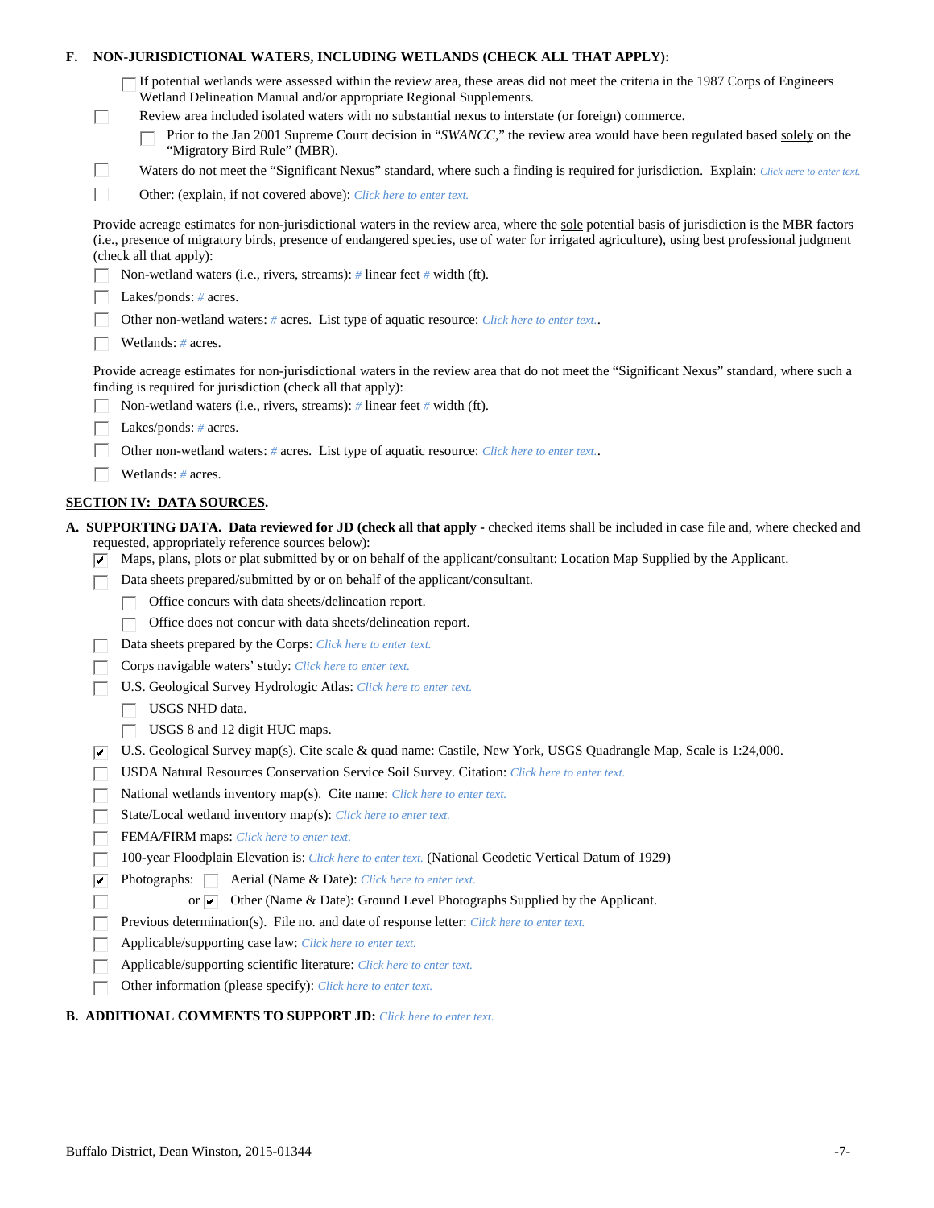**F. NON-JURISDICTIONAL WATERS, INCLUDING WETLANDS (CHECK ALL THAT APPLY):**

- [ ] If potential wetlands were assessed within the review area, these areas did not meet the criteria in the 1987 Corps of Engineers Wetland Delineation Manual and/or appropriate Regional Supplements.
- [ ] Review area included isolated waters with no substantial nexus to interstate (or foreign) commerce.
  - [ ] Prior to the Jan 2001 Supreme Court decision in "*SWANCC*," the review area would have been regulated based solely on the "Migratory Bird Rule" (MBR).
- [ ] Waters do not meet the "Significant Nexus" standard, where such a finding is required for jurisdiction. Explain: *Click here to enter text.*
- [ ] Other: (explain, if not covered above): *Click here to enter text.*

Provide acreage estimates for non-jurisdictional waters in the review area, where the sole potential basis of jurisdiction is the MBR factors (i.e., presence of migratory birds, presence of endangered species, use of water for irrigated agriculture), using best professional judgment (check all that apply):

- [ ] Non-wetland waters (i.e., rivers, streams): # linear feet # width (ft).
- [ ] Lakes/ponds: # acres.
- [ ] Other non-wetland waters: # acres. List type of aquatic resource: *Click here to enter text.*.
- [ ] Wetlands: # acres.

Provide acreage estimates for non-jurisdictional waters in the review area that do not meet the "Significant Nexus" standard, where such a finding is required for jurisdiction (check all that apply):

- [ ] Non-wetland waters (i.e., rivers, streams): # linear feet # width (ft).
- [ ] Lakes/ponds: # acres.
- [ ] Other non-wetland waters: # acres. List type of aquatic resource: *Click here to enter text.*.
- [ ] Wetlands: # acres.

## SECTION IV: DATA SOURCES.

**A. SUPPORTING DATA. Data reviewed for JD (check all that apply** - checked items shall be included in case file and, where checked and requested, appropriately reference sources below):

- [x] Maps, plans, plots or plat submitted by or on behalf of the applicant/consultant: Location Map Supplied by the Applicant.
- [ ] Data sheets prepared/submitted by or on behalf of the applicant/consultant.
  - [ ] Office concurs with data sheets/delineation report.
  - [ ] Office does not concur with data sheets/delineation report.
- [ ] Data sheets prepared by the Corps: *Click here to enter text.*
- [ ] Corps navigable waters' study: *Click here to enter text.*
- [ ] U.S. Geological Survey Hydrologic Atlas: *Click here to enter text.*
  - [ ] USGS NHD data.
  - [ ] USGS 8 and 12 digit HUC maps.
- [x] U.S. Geological Survey map(s). Cite scale & quad name: Castile, New York, USGS Quadrangle Map, Scale is 1:24,000.
- [ ] USDA Natural Resources Conservation Service Soil Survey. Citation: *Click here to enter text.*
- [ ] National wetlands inventory map(s). Cite name: *Click here to enter text.*
- [ ] State/Local wetland inventory map(s): *Click here to enter text.*
- [ ] FEMA/FIRM maps: *Click here to enter text.*
- [ ] 100-year Floodplain Elevation is: *Click here to enter text.* (National Geodetic Vertical Datum of 1929)
- [x] Photographs: [ ] Aerial (Name & Date): *Click here to enter text.*
- [ ] or [x] Other (Name & Date): Ground Level Photographs Supplied by the Applicant.
- [ ] Previous determination(s). File no. and date of response letter: *Click here to enter text.*
- [ ] Applicable/supporting case law: *Click here to enter text.*
- [ ] Applicable/supporting scientific literature: *Click here to enter text.*
- [ ] Other information (please specify): *Click here to enter text.*

**B. ADDITIONAL COMMENTS TO SUPPORT JD:** *Click here to enter text.*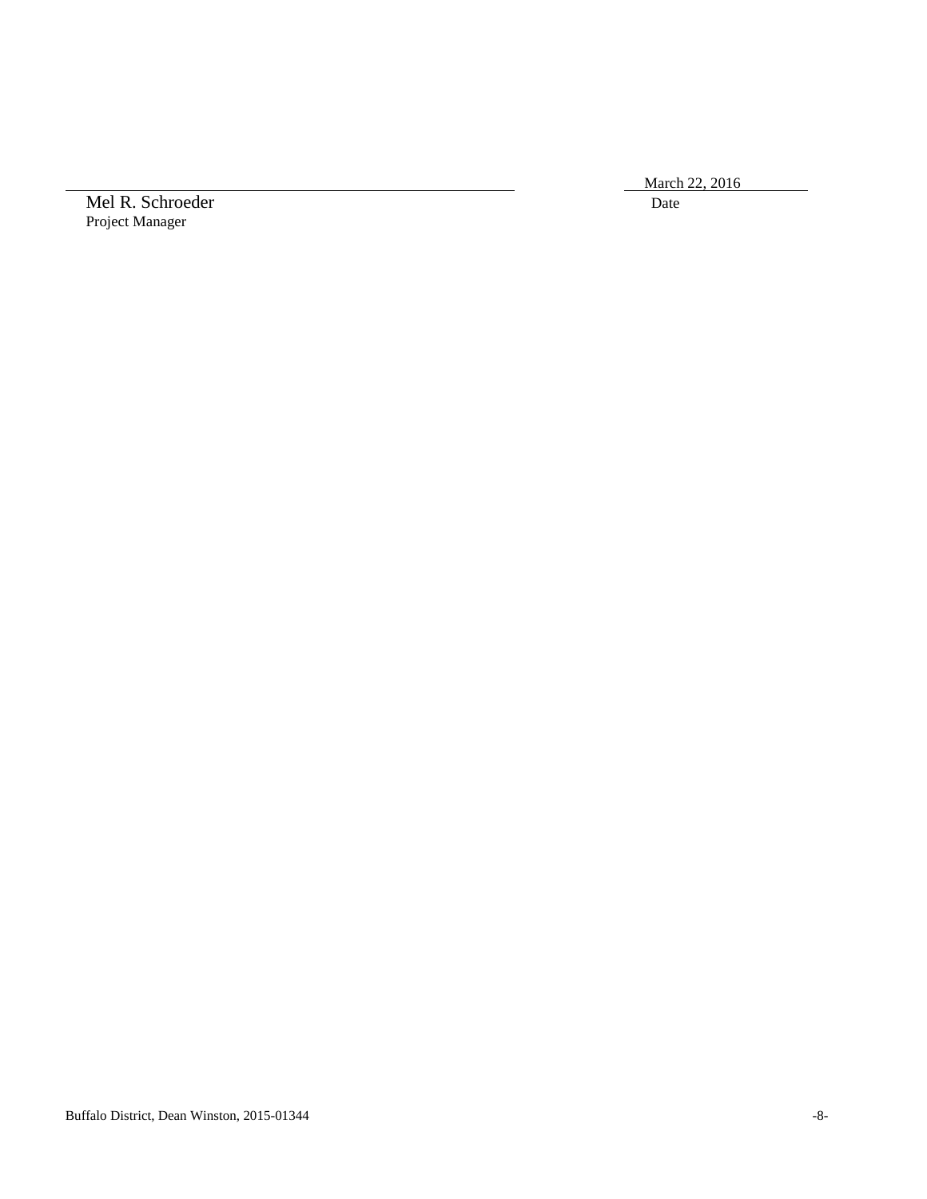Mel R. Schroeder
Project Manager

March 22, 2016
Date